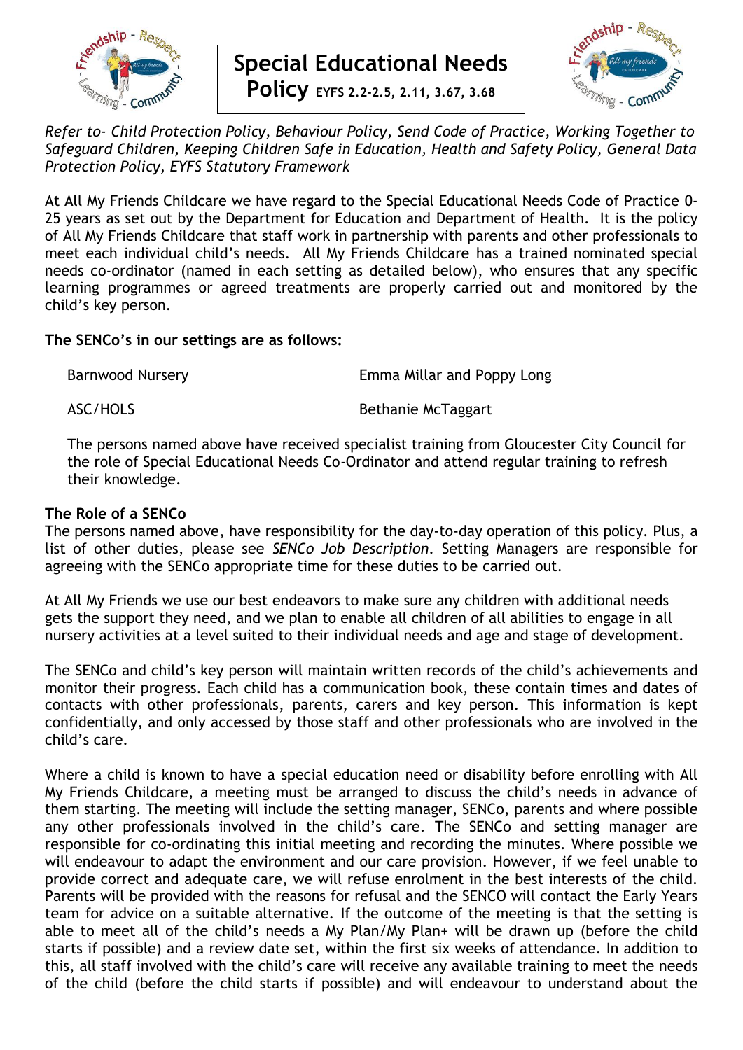# Special Educational Needs Policy EYFS 2.2-2.5, 2.11, 3.67, 3.68

*Refer to- Child Protection Policy, Behaviour Policy, Send Code of Practice, Working Together to Safeguard Children, Keeping Children Safe in Education, Health and Safety Policy, General Data Protection Policy, EYFS Statutory Framework*

At All My Friends Childcare we have regard to the Special Educational Needs Code of Practice 0-25 years as set out by the Department for Education and Department of Health. It is the policy of All My Friends Childcare that staff work in partnership with parents and other professionals to meet each individual child's needs. All My Friends Childcare has a trained nominated special needs co-ordinator (named in each setting as detailed below), who ensures that any specific learning programmes or agreed treatments are properly carried out and monitored by the child's key person.

**The SENCo's in our settings are as follows:**

| | |
|---|---|
| Barnwood Nursery | Emma Millar and Poppy Long |
| ASC/HOLS | Bethanie McTaggart |

The persons named above have received specialist training from Gloucester City Council for the role of Special Educational Needs Co-Ordinator and attend regular training to refresh their knowledge.

**The Role of a SENCo**

The persons named above, have responsibility for the day-to-day operation of this policy. Plus, a list of other duties, please see *SENCo Job Description*. Setting Managers are responsible for agreeing with the SENCo appropriate time for these duties to be carried out.

At All My Friends we use our best endeavors to make sure any children with additional needs gets the support they need, and we plan to enable all children of all abilities to engage in all nursery activities at a level suited to their individual needs and age and stage of development.

The SENCo and child's key person will maintain written records of the child's achievements and monitor their progress. Each child has a communication book, these contain times and dates of contacts with other professionals, parents, carers and key person. This information is kept confidentially, and only accessed by those staff and other professionals who are involved in the child's care.

Where a child is known to have a special education need or disability before enrolling with All My Friends Childcare, a meeting must be arranged to discuss the child's needs in advance of them starting. The meeting will include the setting manager, SENCo, parents and where possible any other professionals involved in the child's care. The SENCo and setting manager are responsible for co-ordinating this initial meeting and recording the minutes. Where possible we will endeavour to adapt the environment and our care provision. However, if we feel unable to provide correct and adequate care, we will refuse enrolment in the best interests of the child. Parents will be provided with the reasons for refusal and the SENCO will contact the Early Years team for advice on a suitable alternative. If the outcome of the meeting is that the setting is able to meet all of the child's needs a My Plan/My Plan+ will be drawn up (before the child starts if possible) and a review date set, within the first six weeks of attendance. In addition to this, all staff involved with the child's care will receive any available training to meet the needs of the child (before the child starts if possible) and will endeavour to understand about the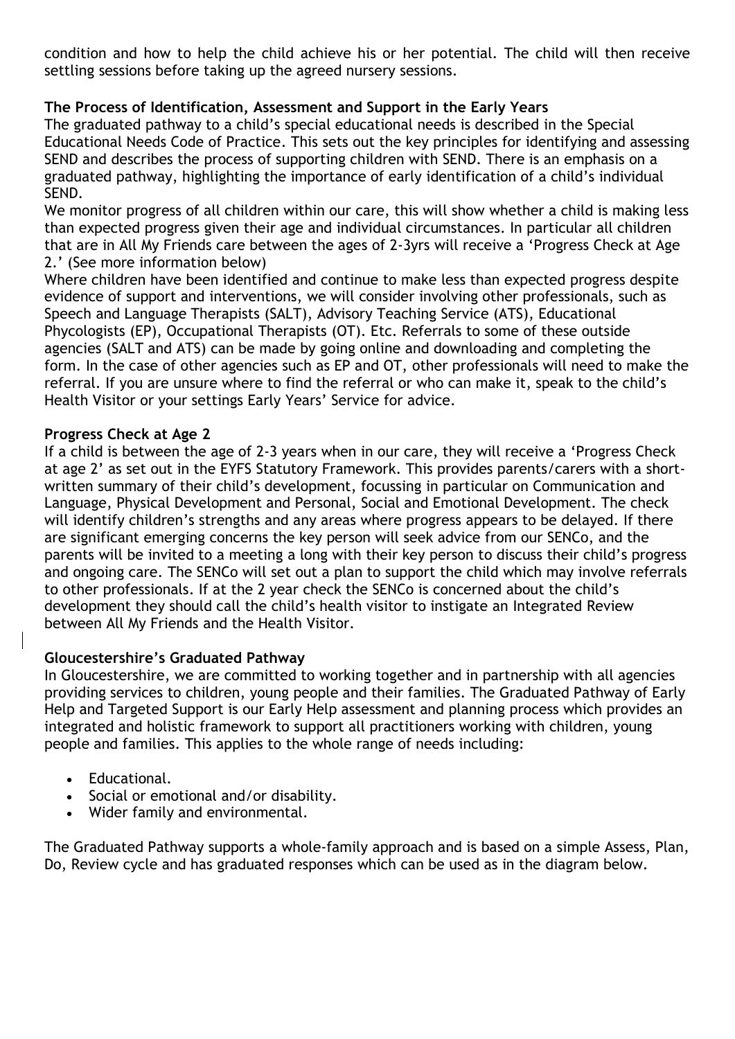condition and how to help the child achieve his or her potential. The child will then receive settling sessions before taking up the agreed nursery sessions.

**The Process of Identification, Assessment and Support in the Early Years**

The graduated pathway to a child's special educational needs is described in the Special Educational Needs Code of Practice. This sets out the key principles for identifying and assessing SEND and describes the process of supporting children with SEND. There is an emphasis on a graduated pathway, highlighting the importance of early identification of a child's individual SEND.

We monitor progress of all children within our care, this will show whether a child is making less than expected progress given their age and individual circumstances. In particular all children that are in All My Friends care between the ages of 2-3yrs will receive a 'Progress Check at Age 2.' (See more information below)

Where children have been identified and continue to make less than expected progress despite evidence of support and interventions, we will consider involving other professionals, such as Speech and Language Therapists (SALT), Advisory Teaching Service (ATS), Educational Phycologists (EP), Occupational Therapists (OT). Etc. Referrals to some of these outside agencies (SALT and ATS) can be made by going online and downloading and completing the form. In the case of other agencies such as EP and OT, other professionals will need to make the referral. If you are unsure where to find the referral or who can make it, speak to the child's Health Visitor or your settings Early Years' Service for advice.

**Progress Check at Age 2**

If a child is between the age of 2-3 years when in our care, they will receive a 'Progress Check at age 2' as set out in the EYFS Statutory Framework. This provides parents/carers with a short-written summary of their child's development, focussing in particular on Communication and Language, Physical Development and Personal, Social and Emotional Development. The check will identify children's strengths and any areas where progress appears to be delayed. If there are significant emerging concerns the key person will seek advice from our SENCo, and the parents will be invited to a meeting a long with their key person to discuss their child's progress and ongoing care. The SENCo will set out a plan to support the child which may involve referrals to other professionals. If at the 2 year check the SENCo is concerned about the child's development they should call the child's health visitor to instigate an Integrated Review between All My Friends and the Health Visitor.

**Gloucestershire's Graduated Pathway**

In Gloucestershire, we are committed to working together and in partnership with all agencies providing services to children, young people and their families. The Graduated Pathway of Early Help and Targeted Support is our Early Help assessment and planning process which provides an integrated and holistic framework to support all practitioners working with children, young people and families. This applies to the whole range of needs including:

- Educational.
- Social or emotional and/or disability.
- Wider family and environmental.

The Graduated Pathway supports a whole-family approach and is based on a simple Assess, Plan, Do, Review cycle and has graduated responses which can be used as in the diagram below.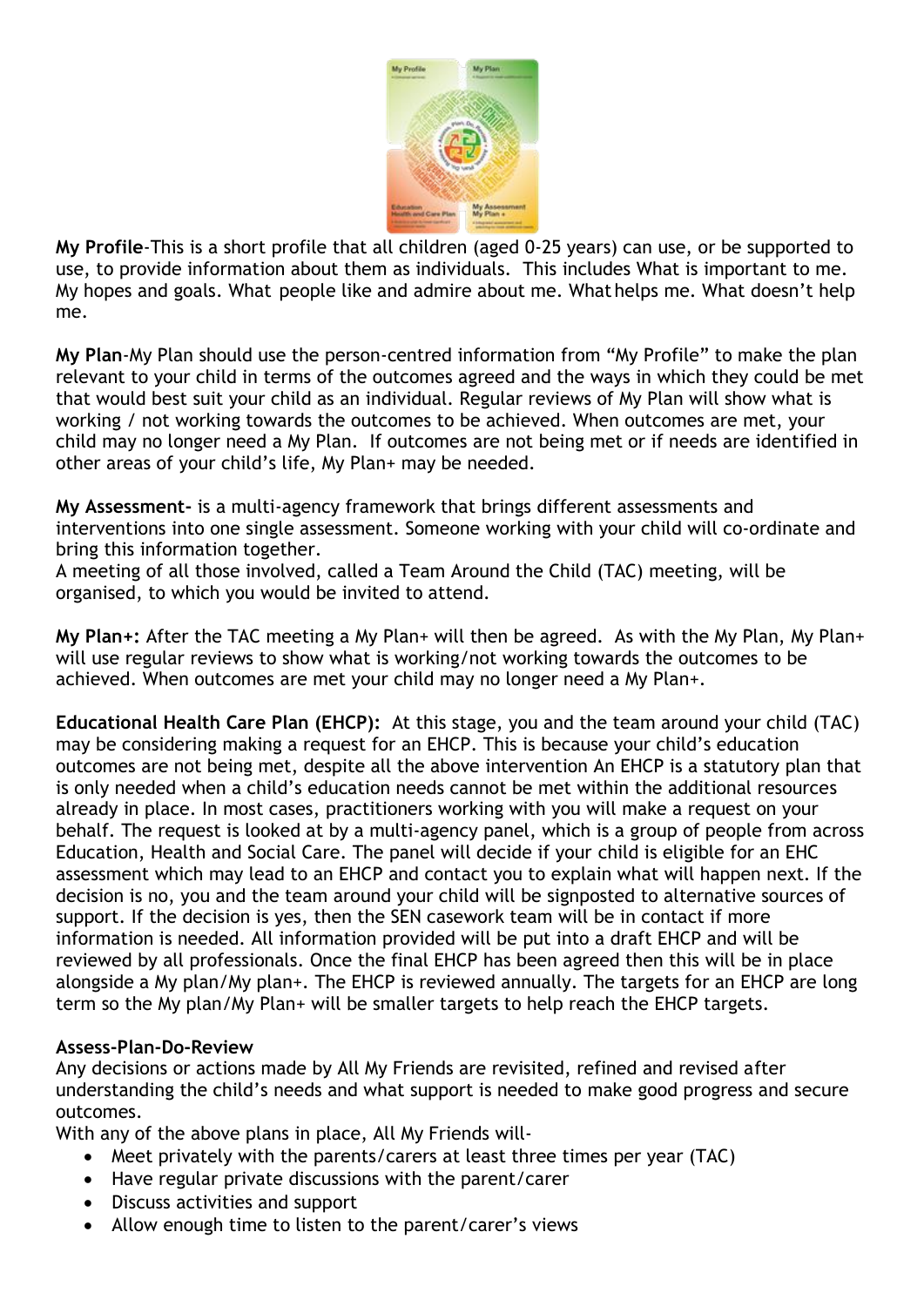**My Profile**-This is a short profile that all children (aged 0-25 years) can use, or be supported to use, to provide information about them as individuals. This includes What is important to me. My hopes and goals. What people like and admire about me. What helps me. What doesn't help me.

**My Plan**-My Plan should use the person-centred information from "My Profile" to make the plan relevant to your child in terms of the outcomes agreed and the ways in which they could be met that would best suit your child as an individual. Regular reviews of My Plan will show what is working / not working towards the outcomes to be achieved. When outcomes are met, your child may no longer need a My Plan. If outcomes are not being met or if needs are identified in other areas of your child's life, My Plan+ may be needed.

**My Assessment-** is a multi-agency framework that brings different assessments and interventions into one single assessment. Someone working with your child will co-ordinate and bring this information together.
A meeting of all those involved, called a Team Around the Child (TAC) meeting, will be organised, to which you would be invited to attend.

**My Plan+:** After the TAC meeting a My Plan+ will then be agreed. As with the My Plan, My Plan+ will use regular reviews to show what is working/not working towards the outcomes to be achieved. When outcomes are met your child may no longer need a My Plan+.

**Educational Health Care Plan (EHCP):** At this stage, you and the team around your child (TAC) may be considering making a request for an EHCP. This is because your child's education outcomes are not being met, despite all the above intervention An EHCP is a statutory plan that is only needed when a child's education needs cannot be met within the additional resources already in place. In most cases, practitioners working with you will make a request on your behalf. The request is looked at by a multi-agency panel, which is a group of people from across Education, Health and Social Care. The panel will decide if your child is eligible for an EHC assessment which may lead to an EHCP and contact you to explain what will happen next. If the decision is no, you and the team around your child will be signposted to alternative sources of support. If the decision is yes, then the SEN casework team will be in contact if more information is needed. All information provided will be put into a draft EHCP and will be reviewed by all professionals. Once the final EHCP has been agreed then this will be in place alongside a My plan/My plan+. The EHCP is reviewed annually. The targets for an EHCP are long term so the My plan/My Plan+ will be smaller targets to help reach the EHCP targets.

**Assess-Plan-Do-Review**

Any decisions or actions made by All My Friends are revisited, refined and revised after understanding the child's needs and what support is needed to make good progress and secure outcomes.
With any of the above plans in place, All My Friends will-

- Meet privately with the parents/carers at least three times per year (TAC)
- Have regular private discussions with the parent/carer
- Discuss activities and support
- Allow enough time to listen to the parent/carer's views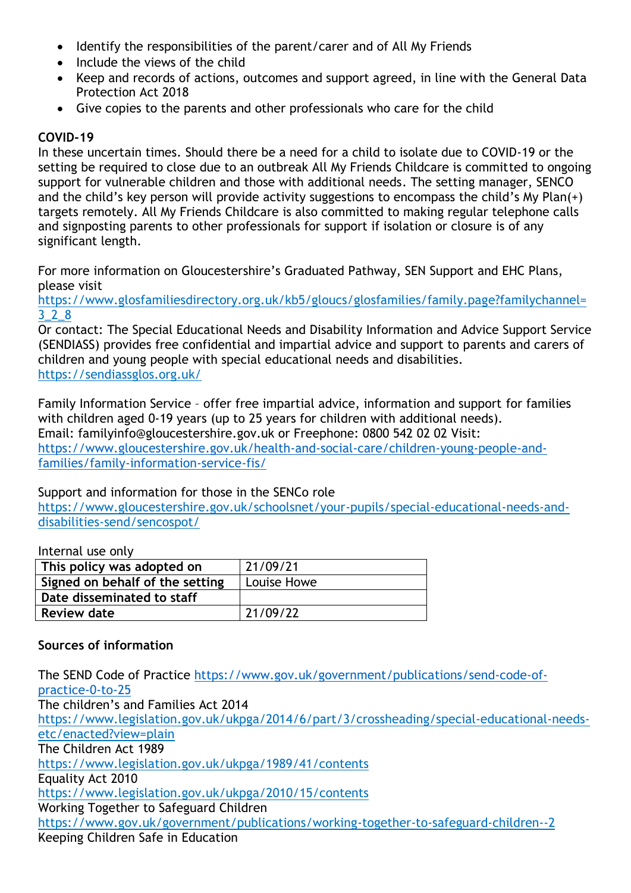- Identify the responsibilities of the parent/carer and of All My Friends
- Include the views of the child
- Keep and records of actions, outcomes and support agreed, in line with the General Data Protection Act 2018
- Give copies to the parents and other professionals who care for the child

**COVID-19**

In these uncertain times. Should there be a need for a child to isolate due to COVID-19 or the setting be required to close due to an outbreak All My Friends Childcare is committed to ongoing support for vulnerable children and those with additional needs. The setting manager, SENCO and the child's key person will provide activity suggestions to encompass the child's My Plan(+) targets remotely. All My Friends Childcare is also committed to making regular telephone calls and signposting parents to other professionals for support if isolation or closure is of any significant length.

For more information on Gloucestershire's Graduated Pathway, SEN Support and EHC Plans, please visit
https://www.glosfamiliesdirectory.org.uk/kb5/gloucs/glosfamilies/family.page?familychannel=3_2_8
Or contact: The Special Educational Needs and Disability Information and Advice Support Service (SENDIASS) provides free confidential and impartial advice and support to parents and carers of children and young people with special educational needs and disabilities.
https://sendiassglos.org.uk/

Family Information Service – offer free impartial advice, information and support for families with children aged 0-19 years (up to 25 years for children with additional needs).
Email: familyinfo@gloucestershire.gov.uk or Freephone: 0800 542 02 02 Visit:
https://www.gloucestershire.gov.uk/health-and-social-care/children-young-people-and-families/family-information-service-fis/

Support and information for those in the SENCo role
https://www.gloucestershire.gov.uk/schoolsnet/your-pupils/special-educational-needs-and-disabilities-send/sencospot/

Internal use only

| | |
|---|---|
| **This policy was adopted on** | 21/09/21 |
| **Signed on behalf of the setting** | Louise Howe |
| **Date disseminated to staff** | |
| **Review date** | 21/09/22 |

**Sources of information**

The SEND Code of Practice https://www.gov.uk/government/publications/send-code-of-practice-0-to-25
The children's and Families Act 2014
https://www.legislation.gov.uk/ukpga/2014/6/part/3/crossheading/special-educational-needs-etc/enacted?view=plain
The Children Act 1989
https://www.legislation.gov.uk/ukpga/1989/41/contents
Equality Act 2010
https://www.legislation.gov.uk/ukpga/2010/15/contents
Working Together to Safeguard Children
https://www.gov.uk/government/publications/working-together-to-safeguard-children--2
Keeping Children Safe in Education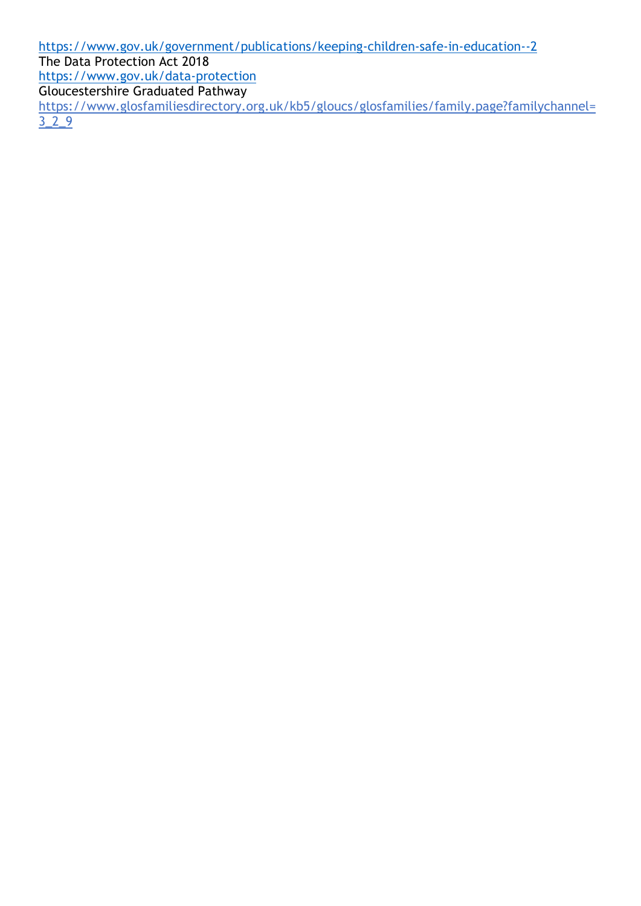https://www.gov.uk/government/publications/keeping-children-safe-in-education--2

The Data Protection Act 2018

https://www.gov.uk/data-protection

Gloucestershire Graduated Pathway

https://www.glosfamiliesdirectory.org.uk/kb5/gloucs/glosfamilies/family.page?familychannel=3_2_9